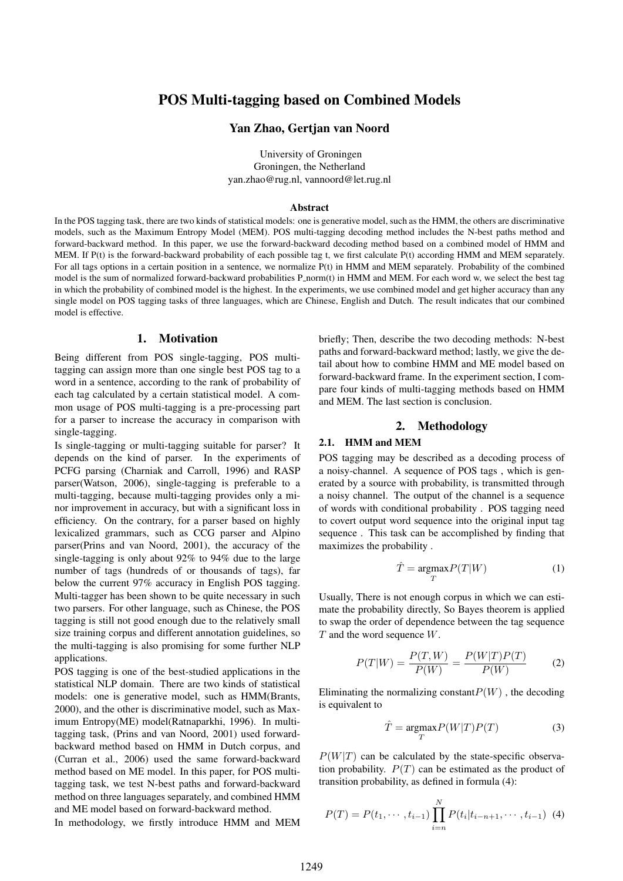# POS Multi-tagging based on Combined Models

**Yan Zhao, Gertjan van Noord**

University of Groningen
Groningen, the Netherland
yan.zhao@rug.nl, vannoord@let.rug.nl

### Abstract

In the POS tagging task, there are two kinds of statistical models: one is generative model, such as the HMM, the others are discriminative models, such as the Maximum Entropy Model (MEM). POS multi-tagging decoding method includes the N-best paths method and forward-backward method. In this paper, we use the forward-backward decoding method based on a combined model of HMM and MEM. If P(t) is the forward-backward probability of each possible tag t, we first calculate P(t) according HMM and MEM separately. For all tags options in a certain position in a sentence, we normalize P(t) in HMM and MEM separately. Probability of the combined model is the sum of normalized forward-backward probabilities P_norm(t) in HMM and MEM. For each word w, we select the best tag in which the probability of combined model is the highest. In the experiments, we use combined model and get higher accuracy than any single model on POS tagging tasks of three languages, which are Chinese, English and Dutch. The result indicates that our combined model is effective.

## 1. Motivation

Being different from POS single-tagging, POS multi-tagging can assign more than one single best POS tag to a word in a sentence, according to the rank of probability of each tag calculated by a certain statistical model. A common usage of POS multi-tagging is a pre-processing part for a parser to increase the accuracy in comparison with single-tagging.

Is single-tagging or multi-tagging suitable for parser? It depends on the kind of parser. In the experiments of PCFG parsing (Charniak and Carroll, 1996) and RASP parser(Watson, 2006), single-tagging is preferable to a multi-tagging, because multi-tagging provides only a minor improvement in accuracy, but with a significant loss in efficiency. On the contrary, for a parser based on highly lexicalized grammars, such as CCG parser and Alpino parser(Prins and van Noord, 2001), the accuracy of the single-tagging is only about 92% to 94% due to the large number of tags (hundreds of or thousands of tags), far below the current 97% accuracy in English POS tagging. Multi-tagger has been shown to be quite necessary in such two parsers. For other language, such as Chinese, the POS tagging is still not good enough due to the relatively small size training corpus and different annotation guidelines, so the multi-tagging is also promising for some further NLP applications.

POS tagging is one of the best-studied applications in the statistical NLP domain. There are two kinds of statistical models: one is generative model, such as HMM(Brants, 2000), and the other is discriminative model, such as Maximum Entropy(ME) model(Ratnaparkhi, 1996). In multi-tagging task, (Prins and van Noord, 2001) used forward-backward method based on HMM in Dutch corpus, and (Curran et al., 2006) used the same forward-backward method based on ME model. In this paper, for POS multi-tagging task, we test N-best paths and forward-backward method on three languages separately, and combined HMM and ME model based on forward-backward method.

In methodology, we firstly introduce HMM and MEM briefly; Then, describe the two decoding methods: N-best paths and forward-backward method; lastly, we give the detail about how to combine HMM and ME model based on forward-backward frame. In the experiment section, I compare four kinds of multi-tagging methods based on HMM and MEM. The last section is conclusion.

## 2. Methodology

### 2.1. HMM and MEM

POS tagging may be described as a decoding process of a noisy-channel. A sequence of POS tags , which is generated by a source with probability, is transmitted through a noisy channel. The output of the channel is a sequence of words with conditional probability . POS tagging need to covert output word sequence into the original input tag sequence . This task can be accomplished by finding that maximizes the probability .

$$\hat{T} = \underset{T}{\text{argmax}} P(T|W) \tag{1}$$

Usually, There is not enough corpus in which we can estimate the probability directly, So Bayes theorem is applied to swap the order of dependence between the tag sequence $T$ and the word sequence $W$.

$$P(T|W) = \frac{P(T,W)}{P(W)} = \frac{P(W|T)P(T)}{P(W)} \tag{2}$$

Eliminating the normalizing constant$P(W)$ , the decoding is equivalent to

$$\hat{T} = \underset{T}{\text{argmax}} P(W|T)P(T) \tag{3}$$

$P(W|T)$ can be calculated by the state-specific observation probability. $P(T)$ can be estimated as the product of transition probability, as defined in formula (4):

$$P(T) = P(t_1, \cdots, t_{i-1}) \prod_{i=n}^{N} P(t_i|t_{i-n+1}, \cdots, t_{i-1}) \tag{4}$$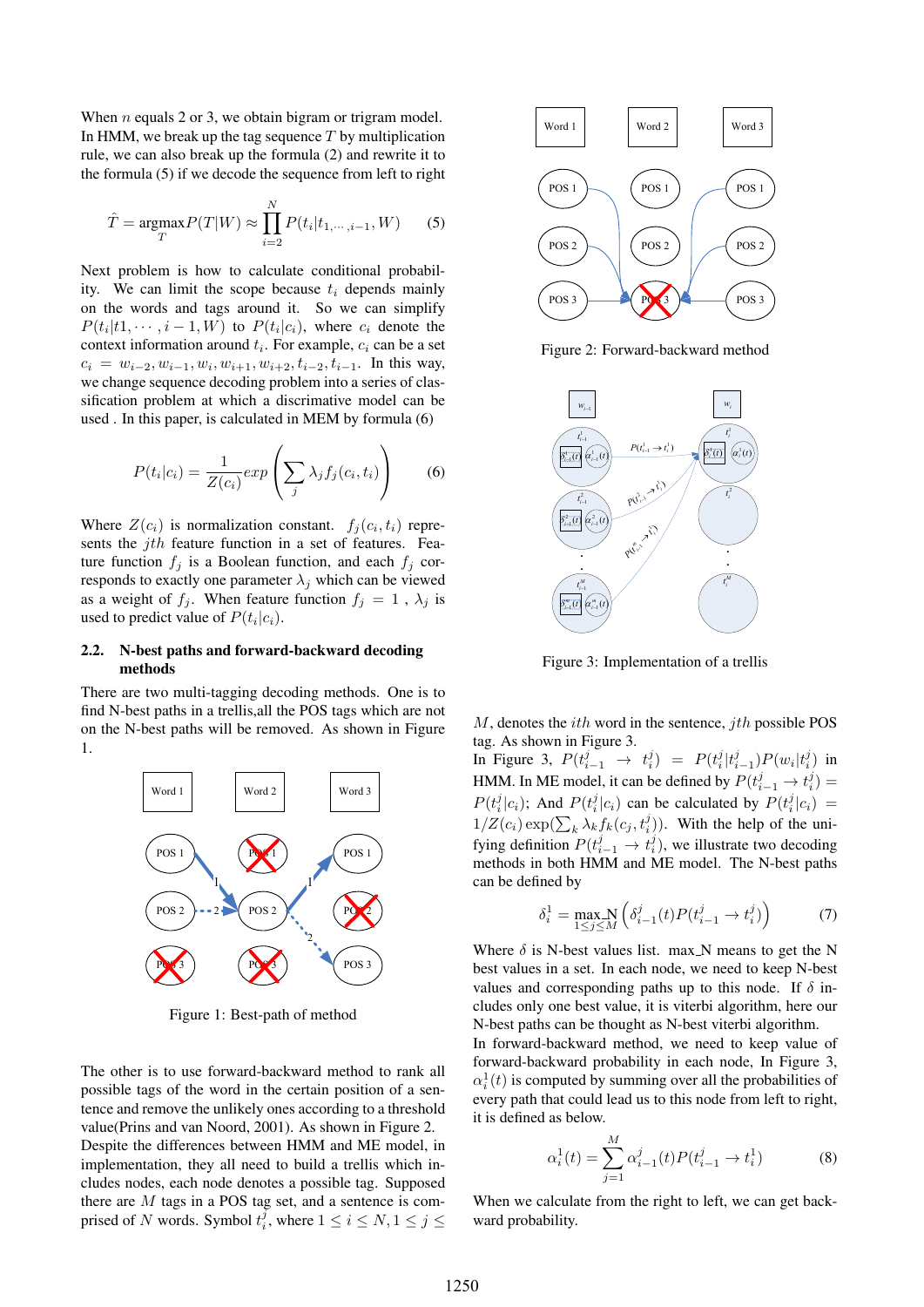When $n$ equals 2 or 3, we obtain bigram or trigram model. In HMM, we break up the tag sequence $T$ by multiplication rule, we can also break up the formula (2) and rewrite it to the formula (5) if we decode the sequence from left to right

$$\hat{T} = \underset{T}{\text{argmax}} P(T|W) \approx \prod_{i=2}^{N} P(t_i|t_{1,\cdots,i-1}, W) \quad (5)$$

Next problem is how to calculate conditional probability. We can limit the scope because $t_i$ depends mainly on the words and tags around it. So we can simplify $P(t_i|t1,\cdots,i-1,W)$ to $P(t_i|c_i)$, where $c_i$ denote the context information around $t_i$. For example, $c_i$ can be a set $c_i = w_{i-2}, w_{i-1}, w_i, w_{i+1}, w_{i+2}, t_{i-2}, t_{i-1}$. In this way, we change sequence decoding problem into a series of classification problem at which a discriminative model can be used . In this paper, is calculated in MEM by formula (6)

$$P(t_i|c_i) = \frac{1}{Z(c_i)} exp\left(\sum_j \lambda_j f_j(c_i, t_i)\right) \quad (6)$$

Where $Z(c_i)$ is normalization constant. $f_j(c_i, t_i)$ represents the $jth$ feature function in a set of features. Feature function $f_j$ is a Boolean function, and each $f_j$ corresponds to exactly one parameter $\lambda_j$ which can be viewed as a weight of $f_j$. When feature function $f_j = 1$ , $\lambda_j$ is used to predict value of $P(t_i|c_i)$.

### 2.2. N-best paths and forward-backward decoding methods

There are two multi-tagging decoding methods. One is to find N-best paths in a trellis,all the POS tags which are not on the N-best paths will be removed. As shown in Figure 1.

Figure 1: Best-path of method

The other is to use forward-backward method to rank all possible tags of the word in the certain position of a sentence and remove the unlikely ones according to a threshold value(Prins and van Noord, 2001). As shown in Figure 2.

Despite the differences between HMM and ME model, in implementation, they all need to build a trellis which includes nodes, each node denotes a possible tag. Supposed there are $M$ tags in a POS tag set, and a sentence is comprised of $N$ words. Symbol $t_i^j$, where $1 \leq i \leq N, 1 \leq j \leq M$, denotes the $ith$ word in the sentence, $jth$ possible POS tag. As shown in Figure 3.

Figure 2: Forward-backward method

Figure 3: Implementation of a trellis

In Figure 3, $P(t_{i-1}^j \rightarrow t_i^j) = P(t_i^j|t_{i-1}^j)P(w_i|t_i^j)$ in HMM. In ME model, it can be defined by $P(t_{i-1}^j \rightarrow t_i^j) = P(t_i^j|c_i)$; And $P(t_i^j|c_i)$ can be calculated by $P(t_i^j|c_i) = 1/Z(c_i)\exp(\sum_k \lambda_k f_k(c_j, t_i^j))$. With the help of the unifying definition $P(t_{i-1}^j \rightarrow t_i^j)$, we illustrate two decoding methods in both HMM and ME model. The N-best paths can be defined by

$$\delta_i^1 = \max_{1\leq j \leq M}\text{\_N} \left(\delta_{i-1}^j(t) P(t_{i-1}^j \rightarrow t_i^j)\right) \quad (7)$$

Where $\delta$ is N-best values list. max_N means to get the N best values in a set. In each node, we need to keep N-best values and corresponding paths up to this node. If $\delta$ includes only one best value, it is viterbi algorithm, here our N-best paths can be thought as N-best viterbi algorithm.

In forward-backward method, we need to keep value of forward-backward probability in each node, In Figure 3, $\alpha_i^1(t)$ is computed by summing over all the probabilities of every path that could lead us to this node from left to right, it is defined as below.

$$\alpha_i^1(t) = \sum_{j=1}^{M} \alpha_{i-1}^j(t) P(t_{i-1}^j \rightarrow t_i^1) \quad (8)$$

When we calculate from the right to left, we can get backward probability.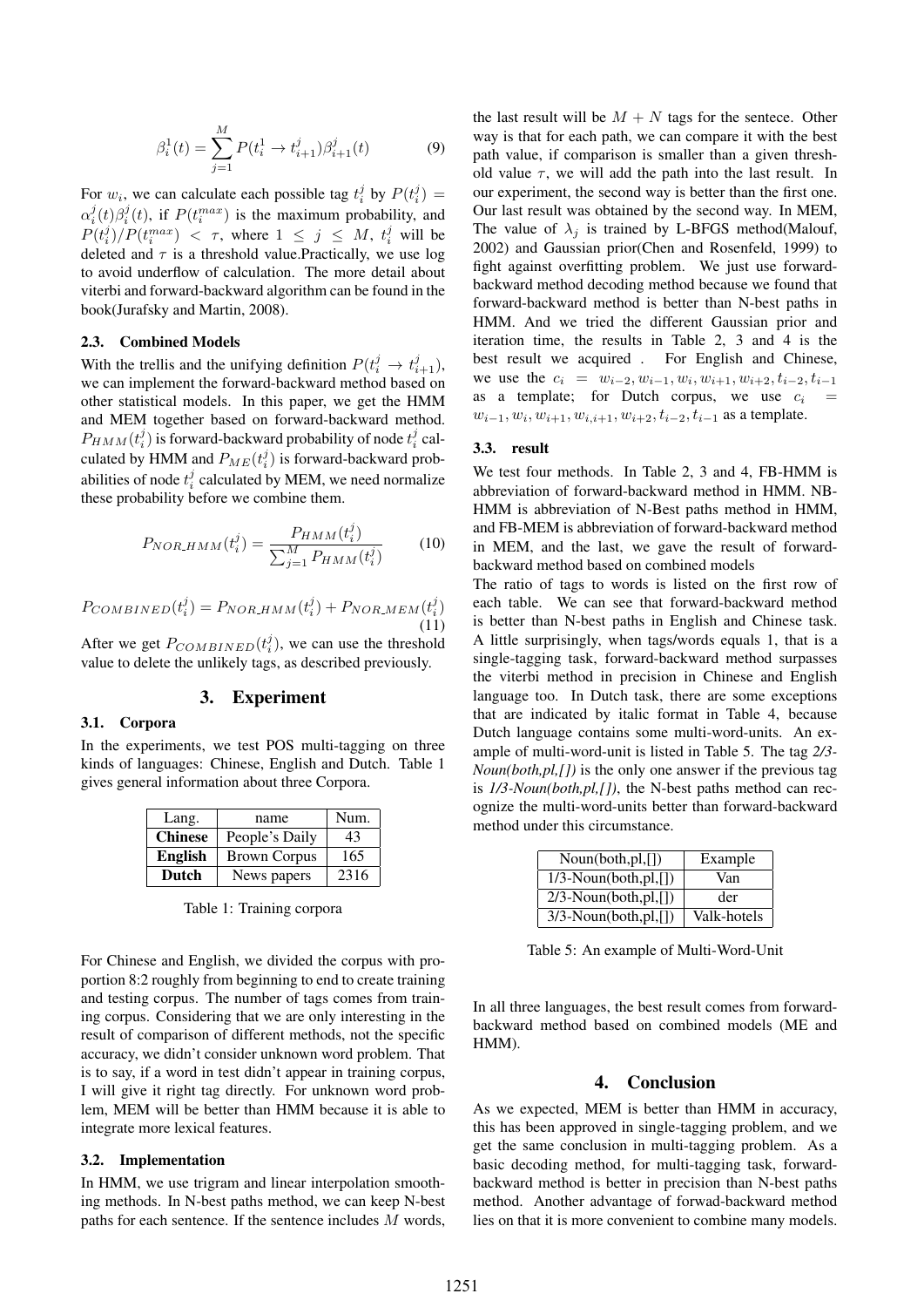$$\beta_i^1(t) = \sum_{j=1}^{M} P(t_i^1 \to t_{i+1}^j)\beta_{i+1}^j(t) \qquad (9)$$

For $w_i$, we can calculate each possible tag $t_i^j$ by $P(t_i^j) = \alpha_i^j(t)\beta_i^j(t)$, if $P(t_i^{max})$ is the maximum probability, and $P(t_i^j)/P(t_i^{max}) < \tau$, where $1 \leq j \leq M$, $t_i^j$ will be deleted and $\tau$ is a threshold value.Practically, we use log to avoid underflow of calculation. The more detail about viterbi and forward-backward algorithm can be found in the book(Jurafsky and Martin, 2008).

### 2.3. Combined Models

With the trellis and the unifying definition $P(t_i^j \to t_{i+1}^j)$, we can implement the forward-backward method based on other statistical models. In this paper, we get the HMM and MEM together based on forward-backward method. $P_{HMM}(t_i^j)$ is forward-backward probability of node $t_i^j$ calculated by HMM and $P_{ME}(t_i^j)$ is forward-backward probabilities of node $t_i^j$ calculated by MEM, we need normalize these probability before we combine them.

$$P_{NOR\_HMM}(t_i^j) = \frac{P_{HMM}(t_i^j)}{\sum_{j=1}^{M} P_{HMM}(t_i^j)} \qquad (10)$$

$$P_{COMBINED}(t_i^j) = P_{NOR\_HMM}(t_i^j) + P_{NOR\_MEM}(t_i^j) \qquad (11)$$

After we get $P_{COMBINED}(t_i^j)$, we can use the threshold value to delete the unlikely tags, as described previously.

## 3. Experiment

### 3.1. Corpora

In the experiments, we test POS multi-tagging on three kinds of languages: Chinese, English and Dutch. Table 1 gives general information about three Corpora.

| Lang. | name | Num. |
|---|---|---|
| **Chinese** | People's Daily | 43 |
| **English** | Brown Corpus | 165 |
| **Dutch** | News papers | 2316 |

Table 1: Training corpora

For Chinese and English, we divided the corpus with proportion 8:2 roughly from beginning to end to create training and testing corpus. The number of tags comes from training corpus. Considering that we are only interesting in the result of comparison of different methods, not the specific accuracy, we didn't consider unknown word problem. That is to say, if a word in test didn't appear in training corpus, I will give it right tag directly. For unknown word problem, MEM will be better than HMM because it is able to integrate more lexical features.

### 3.2. Implementation

In HMM, we use trigram and linear interpolation smoothing methods. In N-best paths method, we can keep N-best paths for each sentence. If the sentence includes $M$ words, the last result will be $M + N$ tags for the sentece. Other way is that for each path, we can compare it with the best path value, if comparison is smaller than a given threshold value $\tau$, we will add the path into the last result. In our experiment, the second way is better than the first one. Our last result was obtained by the second way. In MEM, The value of $\lambda_j$ is trained by L-BFGS method(Malouf, 2002) and Gaussian prior(Chen and Rosenfeld, 1999) to fight against overfitting problem. We just use forward-backward method decoding method because we found that forward-backward method is better than N-best paths in HMM. And we tried the different Gaussian prior and iteration time, the results in Table 2, 3 and 4 is the best result we acquired . For English and Chinese, we use the $c_i = w_{i-2}, w_{i-1}, w_i, w_{i+1}, w_{i+2}, t_{i-2}, t_{i-1}$ as a template; for Dutch corpus, we use $c_i = w_{i-1}, w_i, w_{i+1}, w_{i,i+1}, w_{i+2}, t_{i-2}, t_{i-1}$ as a template.

### 3.3. result

We test four methods. In Table 2, 3 and 4, FB-HMM is abbreviation of forward-backward method in HMM. NB-HMM is abbreviation of N-Best paths method in HMM, and FB-MEM is abbreviation of forward-backward method in MEM, and the last, we gave the result of forward-backward method based on combined models

The ratio of tags to words is listed on the first row of each table. We can see that forward-backward method is better than N-best paths in English and Chinese task. A little surprisingly, when tags/words equals 1, that is a single-tagging task, forward-backward method surpasses the viterbi method in precision in Chinese and English language too. In Dutch task, there are some exceptions that are indicated by italic format in Table 4, because Dutch language contains some multi-word-units. An example of multi-word-unit is listed in Table 5. The tag *2/3-Noun(both,pl,[])* is the only one answer if the previous tag is *1/3-Noun(both,pl,[])*, the N-best paths method can recognize the multi-word-units better than forward-backward method under this circumstance.

| Noun(both,pl,[]) | Example |
|---|---|
| 1/3-Noun(both,pl,[]) | Van |
| 2/3-Noun(both,pl,[]) | der |
| 3/3-Noun(both,pl,[]) | Valk-hotels |

Table 5: An example of Multi-Word-Unit

In all three languages, the best result comes from forward-backward method based on combined models (ME and HMM).

## 4. Conclusion

As we expected, MEM is better than HMM in accuracy, this has been approved in single-tagging problem, and we get the same conclusion in multi-tagging problem. As a basic decoding method, for multi-tagging task, forward-backward method is better in precision than N-best paths method. Another advantage of forwad-backward method lies on that it is more convenient to combine many models.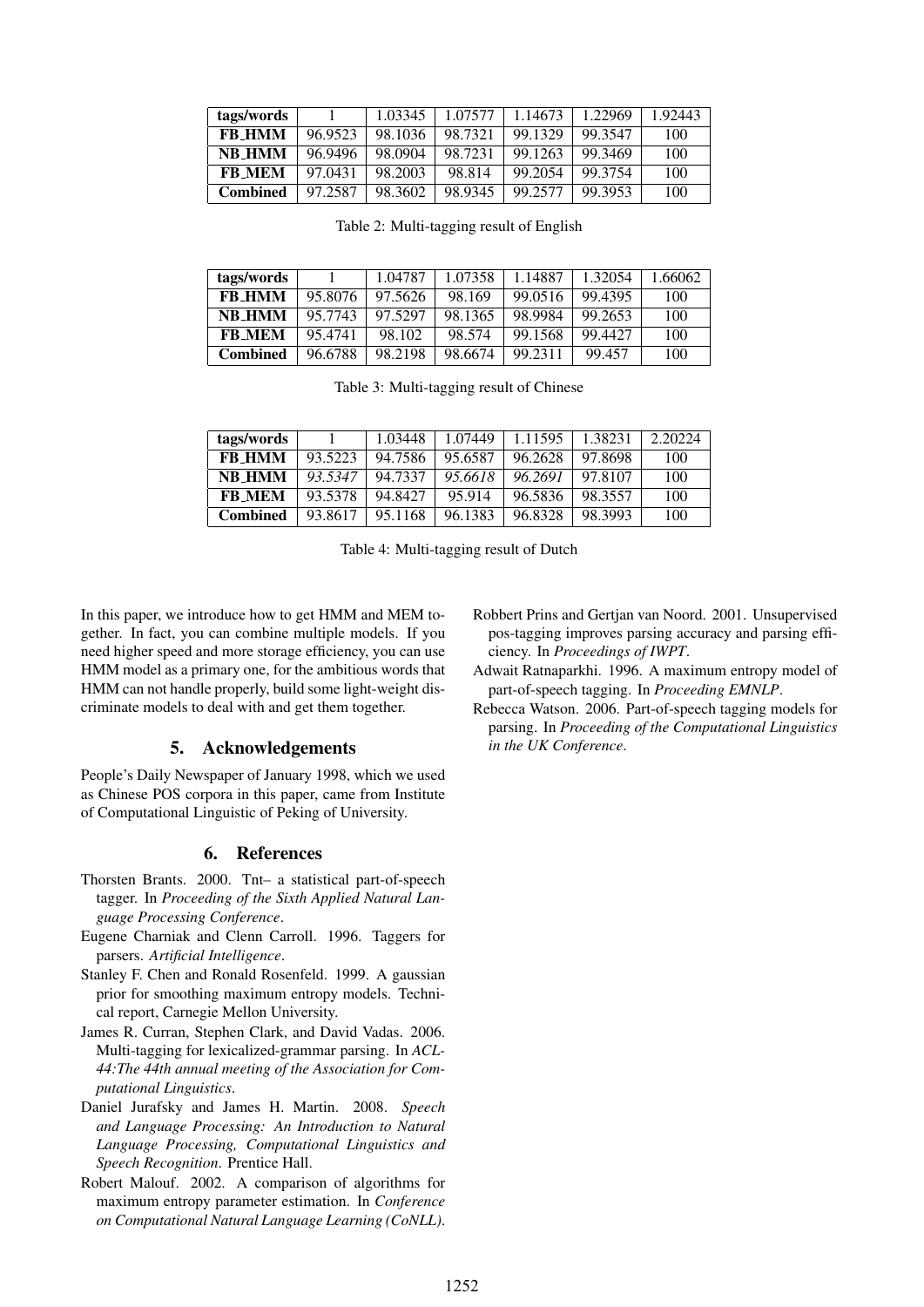| tags/words | 1 | 1.03345 | 1.07577 | 1.14673 | 1.22969 | 1.92443 |
|---|---|---|---|---|---|---|
| **FB_HMM** | 96.9523 | 98.1036 | 98.7321 | 99.1329 | 99.3547 | 100 |
| **NB_HMM** | 96.9496 | 98.0904 | 98.7231 | 99.1263 | 99.3469 | 100 |
| **FB_MEM** | 97.0431 | 98.2003 | 98.814 | 99.2054 | 99.3754 | 100 |
| **Combined** | 97.2587 | 98.3602 | 98.9345 | 99.2577 | 99.3953 | 100 |

Table 2: Multi-tagging result of English

| tags/words | 1 | 1.04787 | 1.07358 | 1.14887 | 1.32054 | 1.66062 |
|---|---|---|---|---|---|---|
| **FB_HMM** | 95.8076 | 97.5626 | 98.169 | 99.0516 | 99.4395 | 100 |
| **NB_HMM** | 95.7743 | 97.5297 | 98.1365 | 98.9984 | 99.2653 | 100 |
| **FB_MEM** | 95.4741 | 98.102 | 98.574 | 99.1568 | 99.4427 | 100 |
| **Combined** | 96.6788 | 98.2198 | 98.6674 | 99.2311 | 99.457 | 100 |

Table 3: Multi-tagging result of Chinese

| tags/words | 1 | 1.03448 | 1.07449 | 1.11595 | 1.38231 | 2.20224 |
|---|---|---|---|---|---|---|
| **FB_HMM** | 93.5223 | 94.7586 | 95.6587 | 96.2628 | 97.8698 | 100 |
| **NB_HMM** | *93.5347* | 94.7337 | *95.6618* | *96.2691* | 97.8107 | 100 |
| **FB_MEM** | 93.5378 | 94.8427 | 95.914 | 96.5836 | 98.3557 | 100 |
| **Combined** | 93.8617 | 95.1168 | 96.1383 | 96.8328 | 98.3993 | 100 |

Table 4: Multi-tagging result of Dutch

In this paper, we introduce how to get HMM and MEM together. In fact, you can combine multiple models. If you need higher speed and more storage efficiency, you can use HMM model as a primary one, for the ambitious words that HMM can not handle properly, build some light-weight discriminate models to deal with and get them together.

## 5. Acknowledgements

People's Daily Newspaper of January 1998, which we used as Chinese POS corpora in this paper, came from Institute of Computational Linguistic of Peking of University.

## 6. References

Thorsten Brants. 2000. Tnt– a statistical part-of-speech tagger. In *Proceeding of the Sixth Applied Natural Language Processing Conference*.

Eugene Charniak and Clenn Carroll. 1996. Taggers for parsers. *Artificial Intelligence*.

Stanley F. Chen and Ronald Rosenfeld. 1999. A gaussian prior for smoothing maximum entropy models. Technical report, Carnegie Mellon University.

James R. Curran, Stephen Clark, and David Vadas. 2006. Multi-tagging for lexicalized-grammar parsing. In *ACL-44:The 44th annual meeting of the Association for Computational Linguistics*.

Daniel Jurafsky and James H. Martin. 2008. *Speech and Language Processing: An Introduction to Natural Language Processing, Computational Linguistics and Speech Recognition*. Prentice Hall.

Robert Malouf. 2002. A comparison of algorithms for maximum entropy parameter estimation. In *Conference on Computational Natural Language Learning (CoNLL)*.

Robbert Prins and Gertjan van Noord. 2001. Unsupervised pos-tagging improves parsing accuracy and parsing efficiency. In *Proceedings of IWPT*.

Adwait Ratnaparkhi. 1996. A maximum entropy model of part-of-speech tagging. In *Proceeding EMNLP*.

Rebecca Watson. 2006. Part-of-speech tagging models for parsing. In *Proceeding of the Computational Linguistics in the UK Conference*.